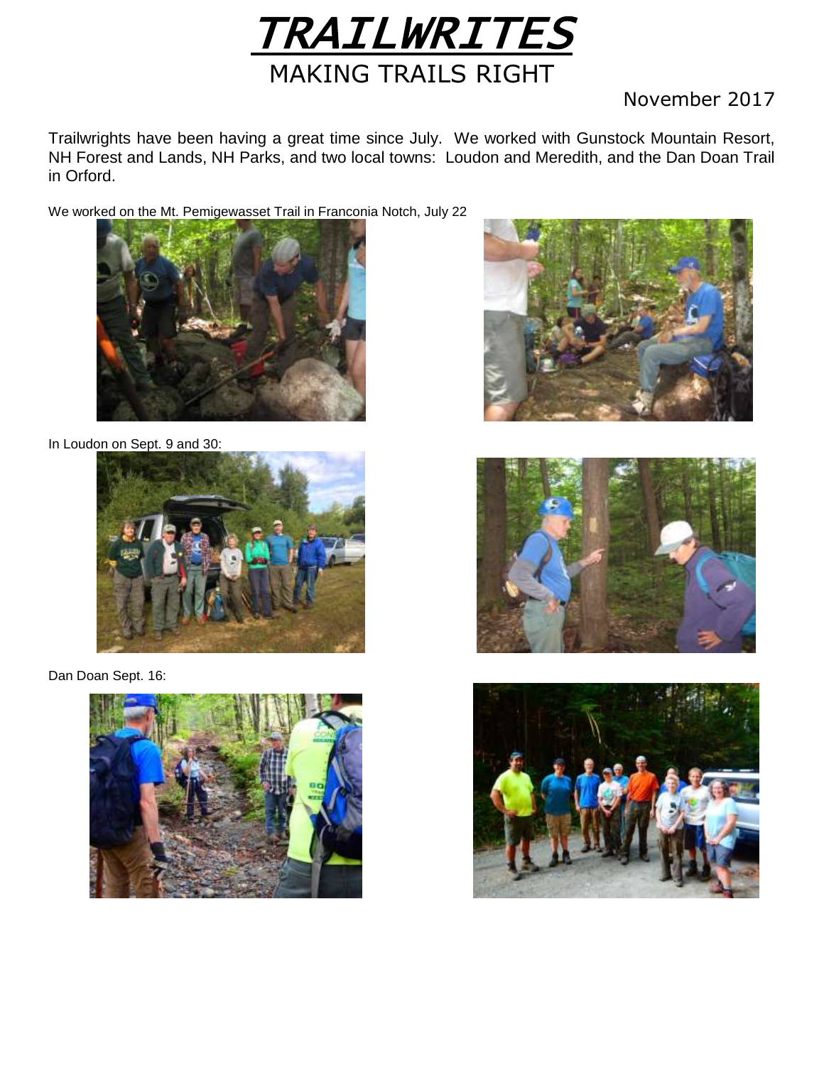# *TRAILWRITES*

## MAKING TRAILS RIGHT

November 2017

Trailwrights have been having a great time since July. We worked with Gunstock Mountain Resort, NH Forest and Lands, NH Parks, and two local towns: Loudon and Meredith, and the Dan Doan Trail in Orford.

We worked on the Mt. Pemigewasset Trail in Franconia Notch, July 22

In Loudon on Sept. 9 and 30:

Dan Doan Sept. 16: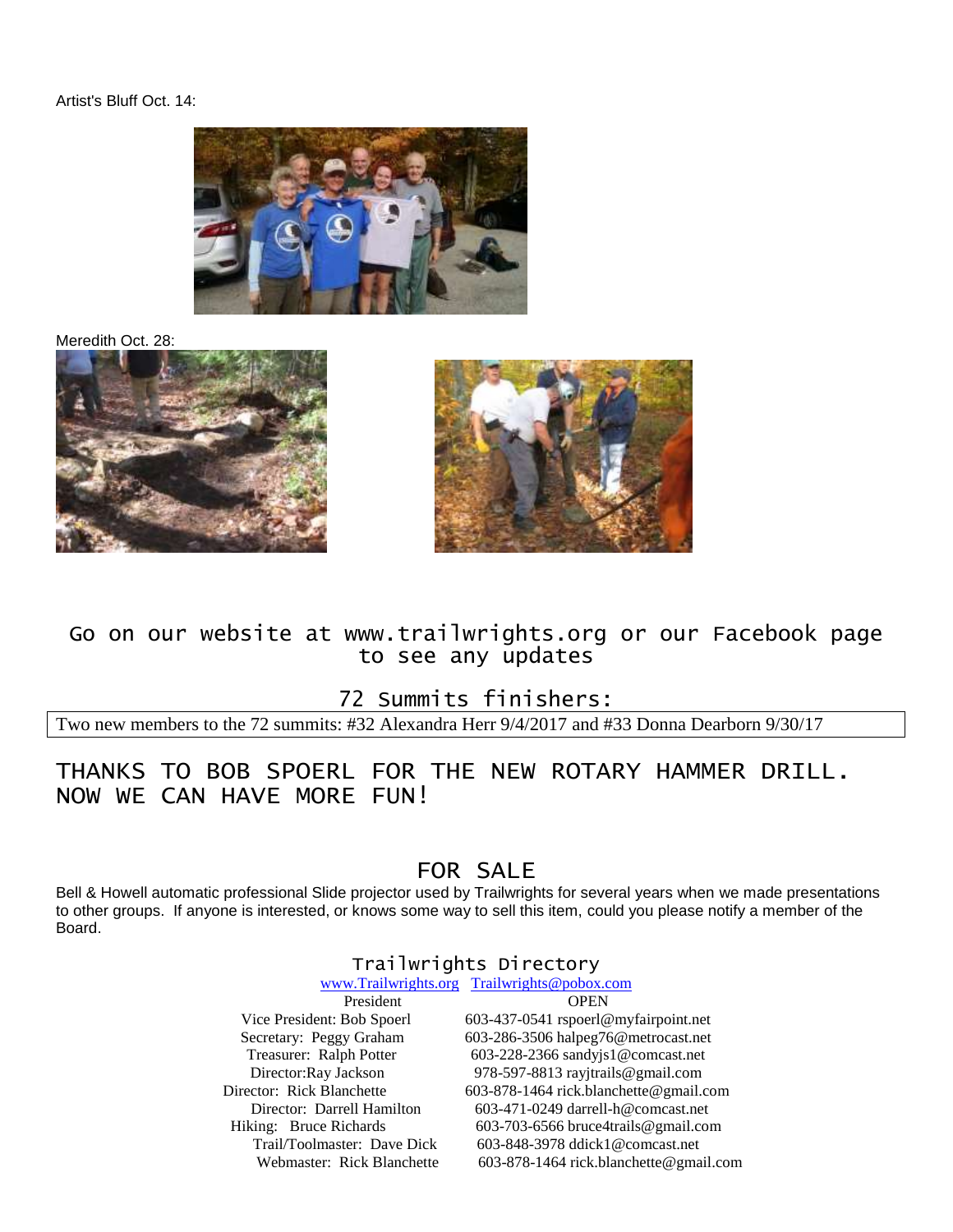Artist's Bluff Oct. 14:

Meredith Oct. 28:

## Go on our website at www.trailwrights.org or our Facebook page to see any updates

## 72 Summits finishers:

Two new members to the 72 summits: #32 Alexandra Herr 9/4/2017 and #33 Donna Dearborn 9/30/17

## THANKS TO BOB SPOERL FOR THE NEW ROTARY HAMMER DRILL. NOW WE CAN HAVE MORE FUN!

## FOR SALE

Bell & Howell automatic professional Slide projector used by Trailwrights for several years when we made presentations to other groups. If anyone is interested, or knows some way to sell this item, could you please notify a member of the Board.

### Trailwrights Directory

www.Trailwrights.org Trailwrights@pobox.com

| | |
|---|---|
| President | OPEN |
| Vice President: Bob Spoerl | 603-437-0541 rspoerl@myfairpoint.net |
| Secretary: Peggy Graham | 603-286-3506 halpeg76@metrocast.net |
| Treasurer: Ralph Potter | 603-228-2366 sandyjs1@comcast.net |
| Director: Ray Jackson | 978-597-8813 rayjtrails@gmail.com |
| Director: Rick Blanchette | 603-878-1464 rick.blanchette@gmail.com |
| Director: Darrell Hamilton | 603-471-0249 darrell-h@comcast.net |
| Hiking: Bruce Richards | 603-703-6566 bruce4trails@gmail.com |
| Trail/Toolmaster: Dave Dick | 603-848-3978 ddick1@comcast.net |
| Webmaster: Rick Blanchette | 603-878-1464 rick.blanchette@gmail.com |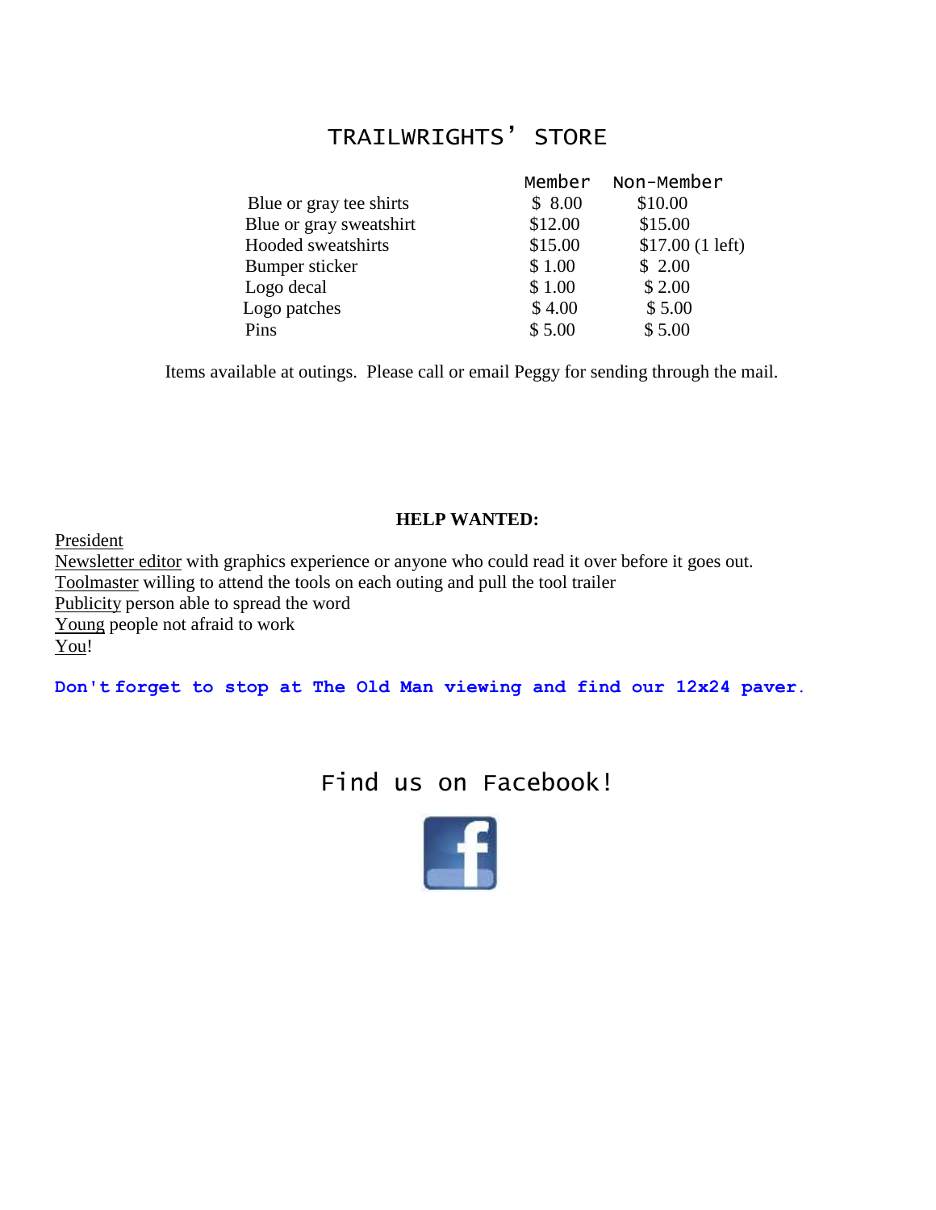# TRAILWRIGHTS' STORE

| | Member | Non-Member |
|---|---|---|
| Blue or gray tee shirts | $ 8.00 | $10.00 |
| Blue or gray sweatshirt | $12.00 | $15.00 |
| Hooded sweatshirts | $15.00 | $17.00 (1 left) |
| Bumper sticker | $ 1.00 | $ 2.00 |
| Logo decal | $ 1.00 | $ 2.00 |
| Logo patches | $ 4.00 | $ 5.00 |
| Pins | $ 5.00 | $ 5.00 |

Items available at outings. Please call or email Peggy for sending through the mail.

**HELP WANTED:**

President
Newsletter editor with graphics experience or anyone who could read it over before it goes out.
Toolmaster willing to attend the tools on each outing and pull the tool trailer
Publicity person able to spread the word
Young people not afraid to work
You!

**Don't forget to stop at The Old Man viewing and find our 12x24 paver.**

Find us on Facebook!